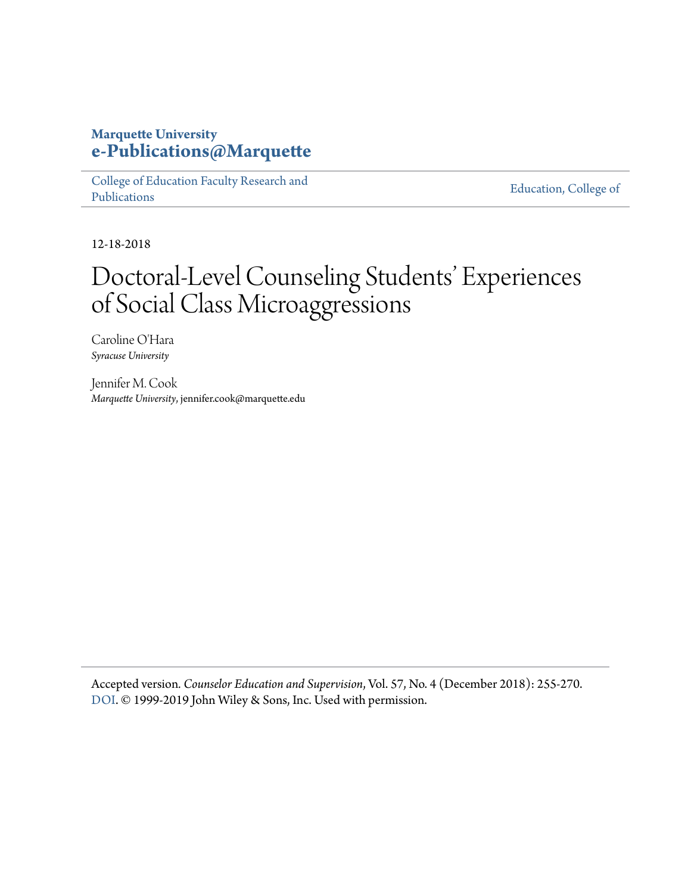**Marquette University**
**e-Publications@Marquette**

College of Education Faculty Research and Publications | Education, College of

12-18-2018

# Doctoral-Level Counseling Students' Experiences of Social Class Microaggressions

Caroline O'Hara
*Syracuse University*

Jennifer M. Cook
*Marquette University*, jennifer.cook@marquette.edu

Accepted version. *Counselor Education and Supervision*, Vol. 57, No. 4 (December 2018): 255-270. DOI. © 1999-2019 John Wiley & Sons, Inc. Used with permission.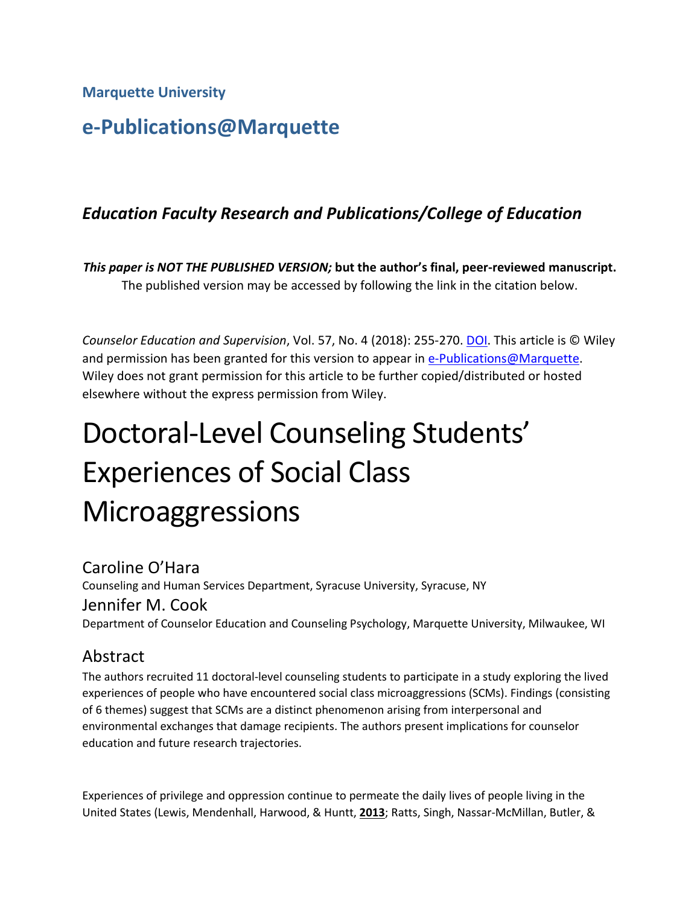**Marquette University**

## e-Publications@Marquette

### *Education Faculty Research and Publications/College of Education*

***This paper is NOT THE PUBLISHED VERSION;* but the author's final, peer-reviewed manuscript.** The published version may be accessed by following the link in the citation below.

*Counselor Education and Supervision*, Vol. 57, No. 4 (2018): 255-270. DOI. This article is © Wiley and permission has been granted for this version to appear in e-Publications@Marquette. Wiley does not grant permission for this article to be further copied/distributed or hosted elsewhere without the express permission from Wiley.

# Doctoral-Level Counseling Students' Experiences of Social Class Microaggressions

Caroline O'Hara
Counseling and Human Services Department, Syracuse University, Syracuse, NY

Jennifer M. Cook
Department of Counselor Education and Counseling Psychology, Marquette University, Milwaukee, WI

## Abstract

The authors recruited 11 doctoral-level counseling students to participate in a study exploring the lived experiences of people who have encountered social class microaggressions (SCMs). Findings (consisting of 6 themes) suggest that SCMs are a distinct phenomenon arising from interpersonal and environmental exchanges that damage recipients. The authors present implications for counselor education and future research trajectories.

Experiences of privilege and oppression continue to permeate the daily lives of people living in the United States (Lewis, Mendenhall, Harwood, & Huntt, **2013**; Ratts, Singh, Nassar-McMillan, Butler, &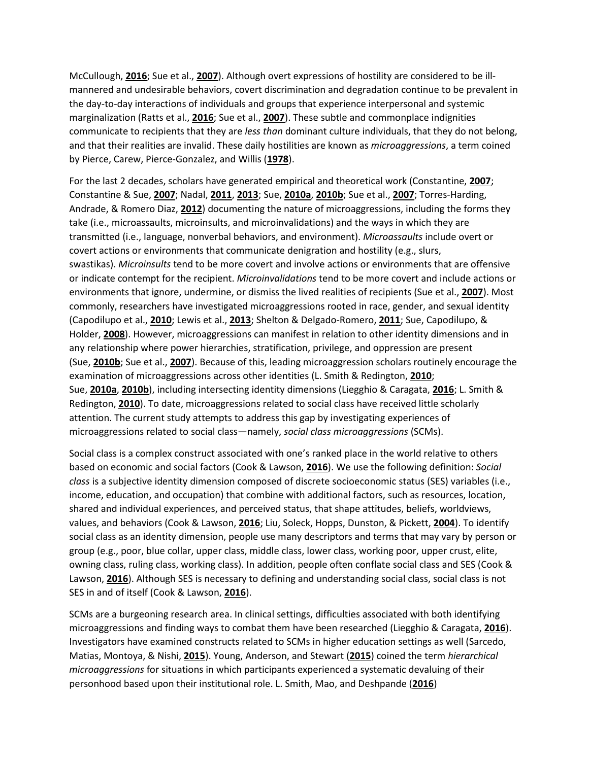McCullough, **2016**; Sue et al., **2007**). Although overt expressions of hostility are considered to be ill-mannered and undesirable behaviors, covert discrimination and degradation continue to be prevalent in the day-to-day interactions of individuals and groups that experience interpersonal and systemic marginalization (Ratts et al., **2016**; Sue et al., **2007**). These subtle and commonplace indignities communicate to recipients that they are *less than* dominant culture individuals, that they do not belong, and that their realities are invalid. These daily hostilities are known as *microaggressions*, a term coined by Pierce, Carew, Pierce-Gonzalez, and Willis (**1978**).

For the last 2 decades, scholars have generated empirical and theoretical work (Constantine, **2007**; Constantine & Sue, **2007**; Nadal, **2011**, **2013**; Sue, **2010a**, **2010b**; Sue et al., **2007**; Torres-Harding, Andrade, & Romero Diaz, **2012**) documenting the nature of microaggressions, including the forms they take (i.e., microassaults, microinsults, and microinvalidations) and the ways in which they are transmitted (i.e., language, nonverbal behaviors, and environment). *Microassaults* include overt or covert actions or environments that communicate denigration and hostility (e.g., slurs, swastikas). *Microinsults* tend to be more covert and involve actions or environments that are offensive or indicate contempt for the recipient. *Microinvalidations* tend to be more covert and include actions or environments that ignore, undermine, or dismiss the lived realities of recipients (Sue et al., **2007**). Most commonly, researchers have investigated microaggressions rooted in race, gender, and sexual identity (Capodilupo et al., **2010**; Lewis et al., **2013**; Shelton & Delgado-Romero, **2011**; Sue, Capodilupo, & Holder, **2008**). However, microaggressions can manifest in relation to other identity dimensions and in any relationship where power hierarchies, stratification, privilege, and oppression are present (Sue, **2010b**; Sue et al., **2007**). Because of this, leading microaggression scholars routinely encourage the examination of microaggressions across other identities (L. Smith & Redington, **2010**; Sue, **2010a**, **2010b**), including intersecting identity dimensions (Liegghio & Caragata, **2016**; L. Smith & Redington, **2010**). To date, microaggressions related to social class have received little scholarly attention. The current study attempts to address this gap by investigating experiences of microaggressions related to social class—namely, *social class microaggressions* (SCMs).

Social class is a complex construct associated with one's ranked place in the world relative to others based on economic and social factors (Cook & Lawson, **2016**). We use the following definition: *Social class* is a subjective identity dimension composed of discrete socioeconomic status (SES) variables (i.e., income, education, and occupation) that combine with additional factors, such as resources, location, shared and individual experiences, and perceived status, that shape attitudes, beliefs, worldviews, values, and behaviors (Cook & Lawson, **2016**; Liu, Soleck, Hopps, Dunston, & Pickett, **2004**). To identify social class as an identity dimension, people use many descriptors and terms that may vary by person or group (e.g., poor, blue collar, upper class, middle class, lower class, working poor, upper crust, elite, owning class, ruling class, working class). In addition, people often conflate social class and SES (Cook & Lawson, **2016**). Although SES is necessary to defining and understanding social class, social class is not SES in and of itself (Cook & Lawson, **2016**).

SCMs are a burgeoning research area. In clinical settings, difficulties associated with both identifying microaggressions and finding ways to combat them have been researched (Liegghio & Caragata, **2016**). Investigators have examined constructs related to SCMs in higher education settings as well (Sarcedo, Matias, Montoya, & Nishi, **2015**). Young, Anderson, and Stewart (**2015**) coined the term *hierarchical microaggressions* for situations in which participants experienced a systematic devaluing of their personhood based upon their institutional role. L. Smith, Mao, and Deshpande (**2016**)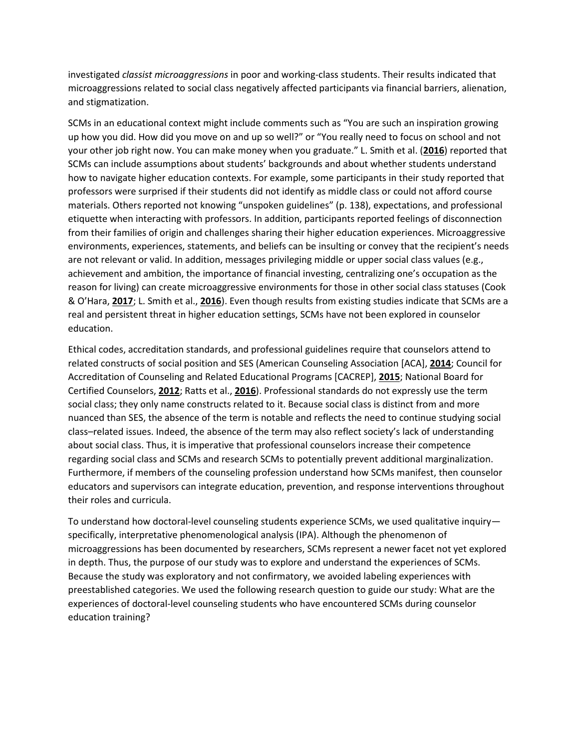investigated *classist microaggressions* in poor and working-class students. Their results indicated that microaggressions related to social class negatively affected participants via financial barriers, alienation, and stigmatization.

SCMs in an educational context might include comments such as “You are such an inspiration growing up how you did. How did you move on and up so well?” or “You really need to focus on school and not your other job right now. You can make money when you graduate.” L. Smith et al. (**2016**) reported that SCMs can include assumptions about students’ backgrounds and about whether students understand how to navigate higher education contexts. For example, some participants in their study reported that professors were surprised if their students did not identify as middle class or could not afford course materials. Others reported not knowing “unspoken guidelines” (p. 138), expectations, and professional etiquette when interacting with professors. In addition, participants reported feelings of disconnection from their families of origin and challenges sharing their higher education experiences. Microaggressive environments, experiences, statements, and beliefs can be insulting or convey that the recipient’s needs are not relevant or valid. In addition, messages privileging middle or upper social class values (e.g., achievement and ambition, the importance of financial investing, centralizing one’s occupation as the reason for living) can create microaggressive environments for those in other social class statuses (Cook & O’Hara, **2017**; L. Smith et al., **2016**). Even though results from existing studies indicate that SCMs are a real and persistent threat in higher education settings, SCMs have not been explored in counselor education.

Ethical codes, accreditation standards, and professional guidelines require that counselors attend to related constructs of social position and SES (American Counseling Association [ACA], **2014**; Council for Accreditation of Counseling and Related Educational Programs [CACREP], **2015**; National Board for Certified Counselors, **2012**; Ratts et al., **2016**). Professional standards do not expressly use the term social class; they only name constructs related to it. Because social class is distinct from and more nuanced than SES, the absence of the term is notable and reflects the need to continue studying social class–related issues. Indeed, the absence of the term may also reflect society’s lack of understanding about social class. Thus, it is imperative that professional counselors increase their competence regarding social class and SCMs and research SCMs to potentially prevent additional marginalization. Furthermore, if members of the counseling profession understand how SCMs manifest, then counselor educators and supervisors can integrate education, prevention, and response interventions throughout their roles and curricula.

To understand how doctoral-level counseling students experience SCMs, we used qualitative inquiry—specifically, interpretative phenomenological analysis (IPA). Although the phenomenon of microaggressions has been documented by researchers, SCMs represent a newer facet not yet explored in depth. Thus, the purpose of our study was to explore and understand the experiences of SCMs. Because the study was exploratory and not confirmatory, we avoided labeling experiences with preestablished categories. We used the following research question to guide our study: What are the experiences of doctoral-level counseling students who have encountered SCMs during counselor education training?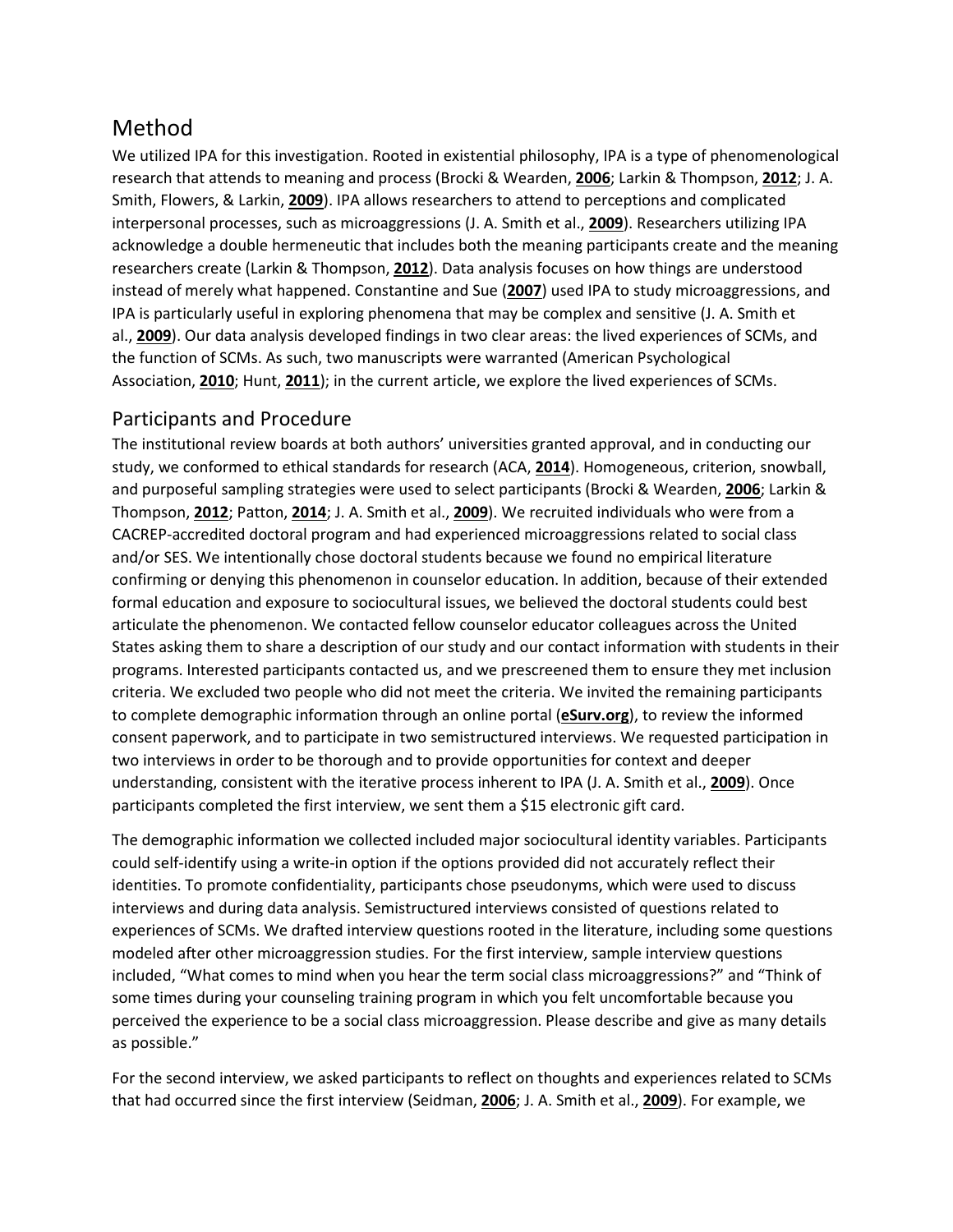## Method

We utilized IPA for this investigation. Rooted in existential philosophy, IPA is a type of phenomenological research that attends to meaning and process (Brocki & Wearden, **2006**; Larkin & Thompson, **2012**; J. A. Smith, Flowers, & Larkin, **2009**). IPA allows researchers to attend to perceptions and complicated interpersonal processes, such as microaggressions (J. A. Smith et al., **2009**). Researchers utilizing IPA acknowledge a double hermeneutic that includes both the meaning participants create and the meaning researchers create (Larkin & Thompson, **2012**). Data analysis focuses on how things are understood instead of merely what happened. Constantine and Sue (**2007**) used IPA to study microaggressions, and IPA is particularly useful in exploring phenomena that may be complex and sensitive (J. A. Smith et al., **2009**). Our data analysis developed findings in two clear areas: the lived experiences of SCMs, and the function of SCMs. As such, two manuscripts were warranted (American Psychological Association, **2010**; Hunt, **2011**); in the current article, we explore the lived experiences of SCMs.

## Participants and Procedure

The institutional review boards at both authors' universities granted approval, and in conducting our study, we conformed to ethical standards for research (ACA, **2014**). Homogeneous, criterion, snowball, and purposeful sampling strategies were used to select participants (Brocki & Wearden, **2006**; Larkin & Thompson, **2012**; Patton, **2014**; J. A. Smith et al., **2009**). We recruited individuals who were from a CACREP-accredited doctoral program and had experienced microaggressions related to social class and/or SES. We intentionally chose doctoral students because we found no empirical literature confirming or denying this phenomenon in counselor education. In addition, because of their extended formal education and exposure to sociocultural issues, we believed the doctoral students could best articulate the phenomenon. We contacted fellow counselor educator colleagues across the United States asking them to share a description of our study and our contact information with students in their programs. Interested participants contacted us, and we prescreened them to ensure they met inclusion criteria. We excluded two people who did not meet the criteria. We invited the remaining participants to complete demographic information through an online portal (**eSurv.org**), to review the informed consent paperwork, and to participate in two semistructured interviews. We requested participation in two interviews in order to be thorough and to provide opportunities for context and deeper understanding, consistent with the iterative process inherent to IPA (J. A. Smith et al., **2009**). Once participants completed the first interview, we sent them a $15 electronic gift card.

The demographic information we collected included major sociocultural identity variables. Participants could self-identify using a write-in option if the options provided did not accurately reflect their identities. To promote confidentiality, participants chose pseudonyms, which were used to discuss interviews and during data analysis. Semistructured interviews consisted of questions related to experiences of SCMs. We drafted interview questions rooted in the literature, including some questions modeled after other microaggression studies. For the first interview, sample interview questions included, "What comes to mind when you hear the term social class microaggressions?" and "Think of some times during your counseling training program in which you felt uncomfortable because you perceived the experience to be a social class microaggression. Please describe and give as many details as possible."

For the second interview, we asked participants to reflect on thoughts and experiences related to SCMs that had occurred since the first interview (Seidman, **2006**; J. A. Smith et al., **2009**). For example, we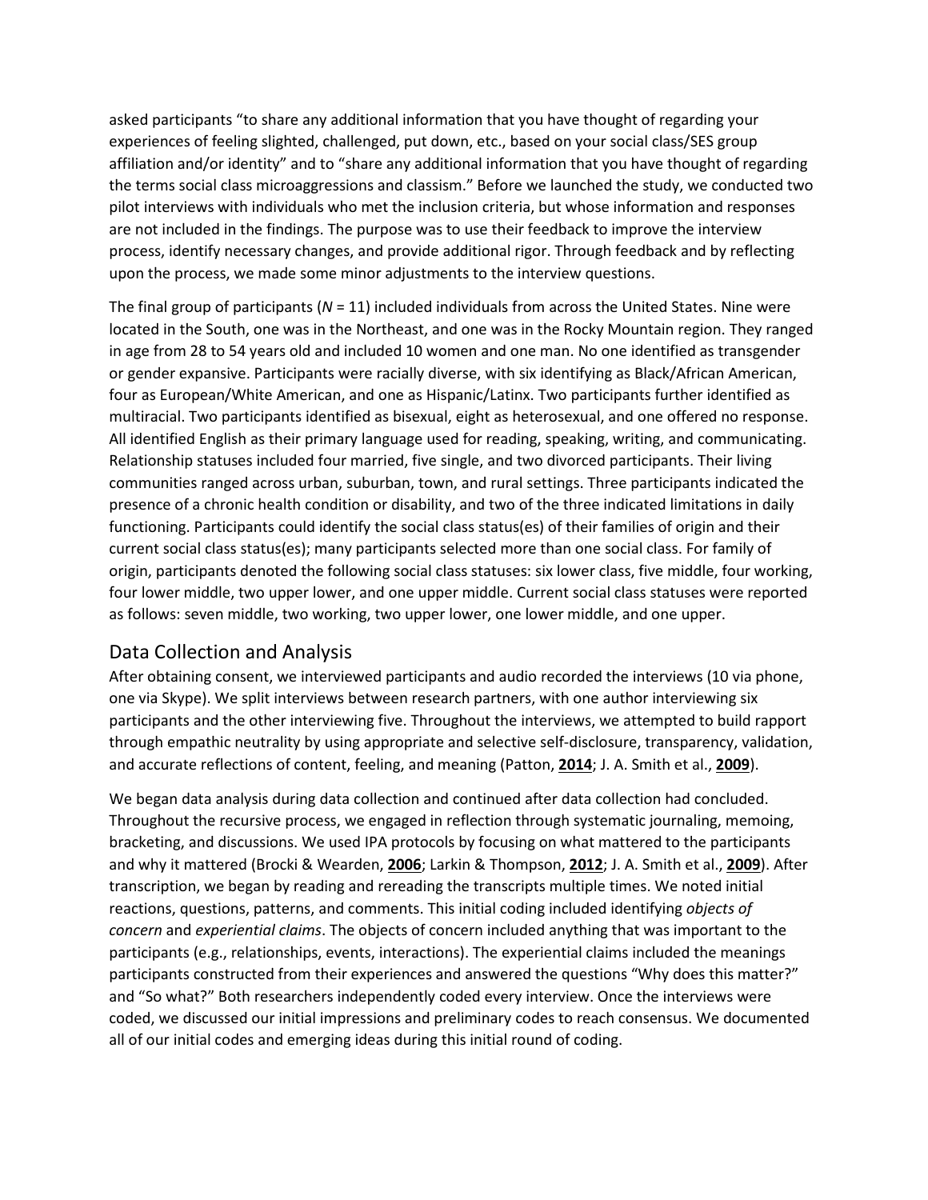asked participants "to share any additional information that you have thought of regarding your experiences of feeling slighted, challenged, put down, etc., based on your social class/SES group affiliation and/or identity" and to "share any additional information that you have thought of regarding the terms social class microaggressions and classism." Before we launched the study, we conducted two pilot interviews with individuals who met the inclusion criteria, but whose information and responses are not included in the findings. The purpose was to use their feedback to improve the interview process, identify necessary changes, and provide additional rigor. Through feedback and by reflecting upon the process, we made some minor adjustments to the interview questions.

The final group of participants (*N* = 11) included individuals from across the United States. Nine were located in the South, one was in the Northeast, and one was in the Rocky Mountain region. They ranged in age from 28 to 54 years old and included 10 women and one man. No one identified as transgender or gender expansive. Participants were racially diverse, with six identifying as Black/African American, four as European/White American, and one as Hispanic/Latinx. Two participants further identified as multiracial. Two participants identified as bisexual, eight as heterosexual, and one offered no response. All identified English as their primary language used for reading, speaking, writing, and communicating. Relationship statuses included four married, five single, and two divorced participants. Their living communities ranged across urban, suburban, town, and rural settings. Three participants indicated the presence of a chronic health condition or disability, and two of the three indicated limitations in daily functioning. Participants could identify the social class status(es) of their families of origin and their current social class status(es); many participants selected more than one social class. For family of origin, participants denoted the following social class statuses: six lower class, five middle, four working, four lower middle, two upper lower, and one upper middle. Current social class statuses were reported as follows: seven middle, two working, two upper lower, one lower middle, and one upper.

## Data Collection and Analysis

After obtaining consent, we interviewed participants and audio recorded the interviews (10 via phone, one via Skype). We split interviews between research partners, with one author interviewing six participants and the other interviewing five. Throughout the interviews, we attempted to build rapport through empathic neutrality by using appropriate and selective self-disclosure, transparency, validation, and accurate reflections of content, feeling, and meaning (Patton, **2014**; J. A. Smith et al., **2009**).

We began data analysis during data collection and continued after data collection had concluded. Throughout the recursive process, we engaged in reflection through systematic journaling, memoing, bracketing, and discussions. We used IPA protocols by focusing on what mattered to the participants and why it mattered (Brocki & Wearden, **2006**; Larkin & Thompson, **2012**; J. A. Smith et al., **2009**). After transcription, we began by reading and rereading the transcripts multiple times. We noted initial reactions, questions, patterns, and comments. This initial coding included identifying *objects of concern* and *experiential claims*. The objects of concern included anything that was important to the participants (e.g., relationships, events, interactions). The experiential claims included the meanings participants constructed from their experiences and answered the questions "Why does this matter?" and "So what?" Both researchers independently coded every interview. Once the interviews were coded, we discussed our initial impressions and preliminary codes to reach consensus. We documented all of our initial codes and emerging ideas during this initial round of coding.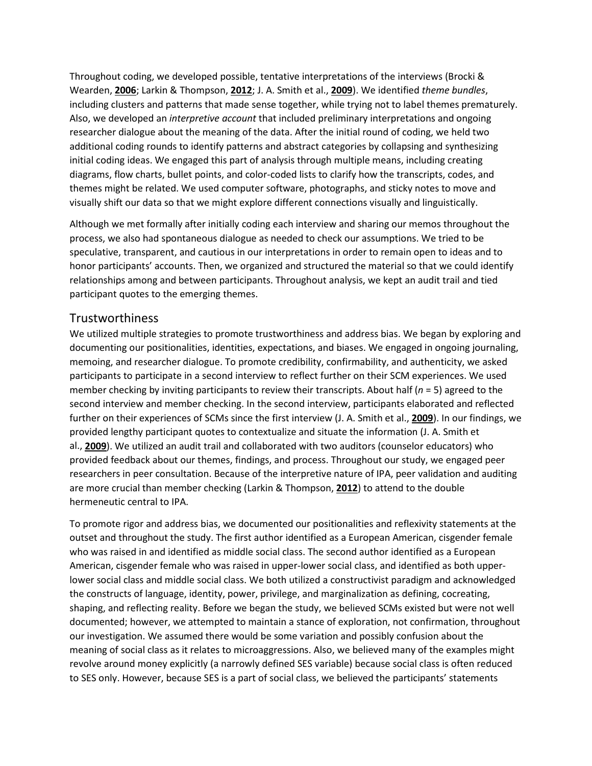Throughout coding, we developed possible, tentative interpretations of the interviews (Brocki & Wearden, **2006**; Larkin & Thompson, **2012**; J. A. Smith et al., **2009**). We identified *theme bundles*, including clusters and patterns that made sense together, while trying not to label themes prematurely. Also, we developed an *interpretive account* that included preliminary interpretations and ongoing researcher dialogue about the meaning of the data. After the initial round of coding, we held two additional coding rounds to identify patterns and abstract categories by collapsing and synthesizing initial coding ideas. We engaged this part of analysis through multiple means, including creating diagrams, flow charts, bullet points, and color-coded lists to clarify how the transcripts, codes, and themes might be related. We used computer software, photographs, and sticky notes to move and visually shift our data so that we might explore different connections visually and linguistically.

Although we met formally after initially coding each interview and sharing our memos throughout the process, we also had spontaneous dialogue as needed to check our assumptions. We tried to be speculative, transparent, and cautious in our interpretations in order to remain open to ideas and to honor participants' accounts. Then, we organized and structured the material so that we could identify relationships among and between participants. Throughout analysis, we kept an audit trail and tied participant quotes to the emerging themes.

## Trustworthiness

We utilized multiple strategies to promote trustworthiness and address bias. We began by exploring and documenting our positionalities, identities, expectations, and biases. We engaged in ongoing journaling, memoing, and researcher dialogue. To promote credibility, confirmability, and authenticity, we asked participants to participate in a second interview to reflect further on their SCM experiences. We used member checking by inviting participants to review their transcripts. About half ($n$ = 5) agreed to the second interview and member checking. In the second interview, participants elaborated and reflected further on their experiences of SCMs since the first interview (J. A. Smith et al., **2009**). In our findings, we provided lengthy participant quotes to contextualize and situate the information (J. A. Smith et al., **2009**). We utilized an audit trail and collaborated with two auditors (counselor educators) who provided feedback about our themes, findings, and process. Throughout our study, we engaged peer researchers in peer consultation. Because of the interpretive nature of IPA, peer validation and auditing are more crucial than member checking (Larkin & Thompson, **2012**) to attend to the double hermeneutic central to IPA.

To promote rigor and address bias, we documented our positionalities and reflexivity statements at the outset and throughout the study. The first author identified as a European American, cisgender female who was raised in and identified as middle social class. The second author identified as a European American, cisgender female who was raised in upper-lower social class, and identified as both upper-lower social class and middle social class. We both utilized a constructivist paradigm and acknowledged the constructs of language, identity, power, privilege, and marginalization as defining, cocreating, shaping, and reflecting reality. Before we began the study, we believed SCMs existed but were not well documented; however, we attempted to maintain a stance of exploration, not confirmation, throughout our investigation. We assumed there would be some variation and possibly confusion about the meaning of social class as it relates to microaggressions. Also, we believed many of the examples might revolve around money explicitly (a narrowly defined SES variable) because social class is often reduced to SES only. However, because SES is a part of social class, we believed the participants' statements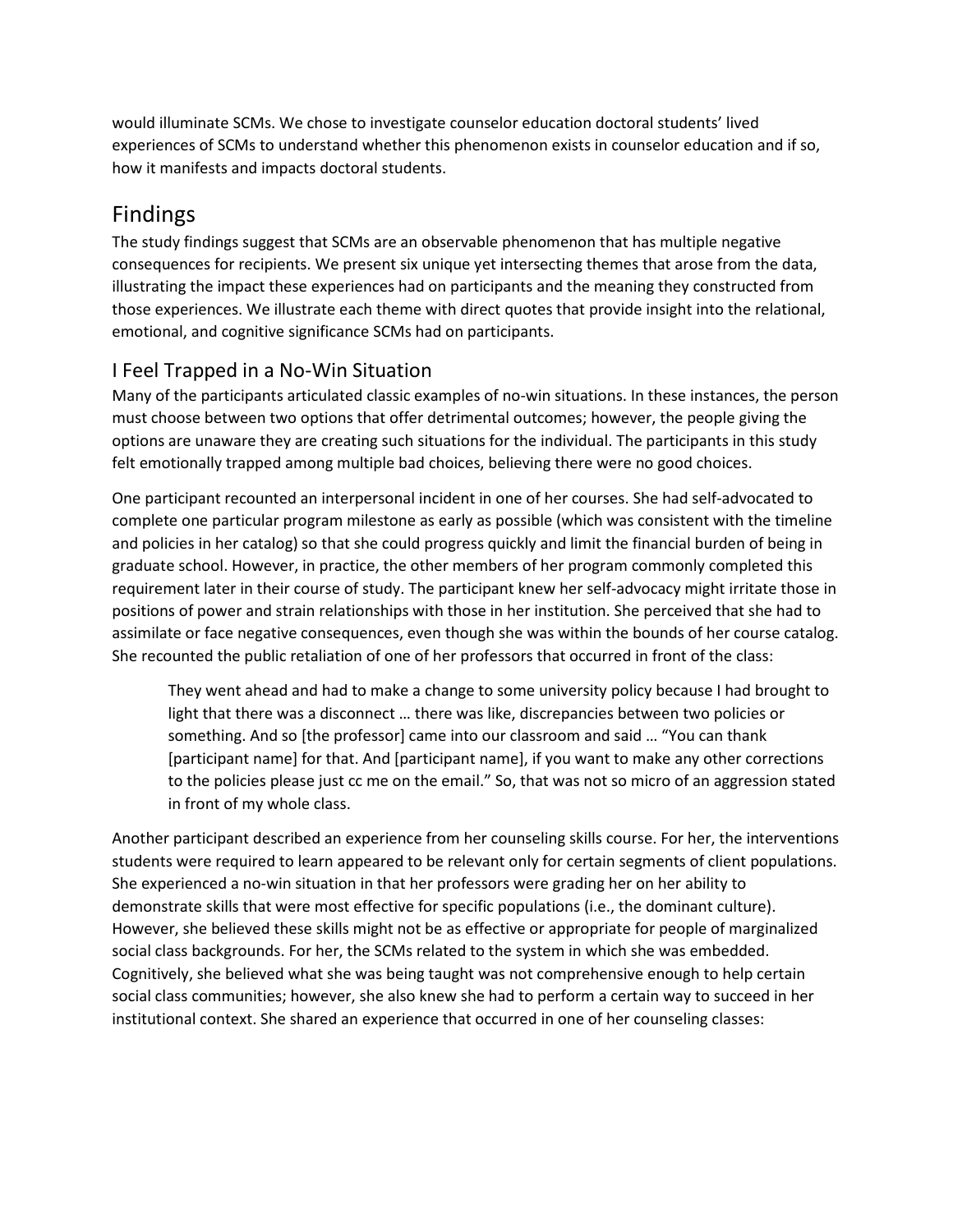would illuminate SCMs. We chose to investigate counselor education doctoral students' lived experiences of SCMs to understand whether this phenomenon exists in counselor education and if so, how it manifests and impacts doctoral students.

## Findings

The study findings suggest that SCMs are an observable phenomenon that has multiple negative consequences for recipients. We present six unique yet intersecting themes that arose from the data, illustrating the impact these experiences had on participants and the meaning they constructed from those experiences. We illustrate each theme with direct quotes that provide insight into the relational, emotional, and cognitive significance SCMs had on participants.

### I Feel Trapped in a No-Win Situation

Many of the participants articulated classic examples of no-win situations. In these instances, the person must choose between two options that offer detrimental outcomes; however, the people giving the options are unaware they are creating such situations for the individual. The participants in this study felt emotionally trapped among multiple bad choices, believing there were no good choices.

One participant recounted an interpersonal incident in one of her courses. She had self-advocated to complete one particular program milestone as early as possible (which was consistent with the timeline and policies in her catalog) so that she could progress quickly and limit the financial burden of being in graduate school. However, in practice, the other members of her program commonly completed this requirement later in their course of study. The participant knew her self-advocacy might irritate those in positions of power and strain relationships with those in her institution. She perceived that she had to assimilate or face negative consequences, even though she was within the bounds of her course catalog. She recounted the public retaliation of one of her professors that occurred in front of the class:

> They went ahead and had to make a change to some university policy because I had brought to light that there was a disconnect … there was like, discrepancies between two policies or something. And so [the professor] came into our classroom and said … "You can thank [participant name] for that. And [participant name], if you want to make any other corrections to the policies please just cc me on the email." So, that was not so micro of an aggression stated in front of my whole class.

Another participant described an experience from her counseling skills course. For her, the interventions students were required to learn appeared to be relevant only for certain segments of client populations. She experienced a no-win situation in that her professors were grading her on her ability to demonstrate skills that were most effective for specific populations (i.e., the dominant culture). However, she believed these skills might not be as effective or appropriate for people of marginalized social class backgrounds. For her, the SCMs related to the system in which she was embedded. Cognitively, she believed what she was being taught was not comprehensive enough to help certain social class communities; however, she also knew she had to perform a certain way to succeed in her institutional context. She shared an experience that occurred in one of her counseling classes: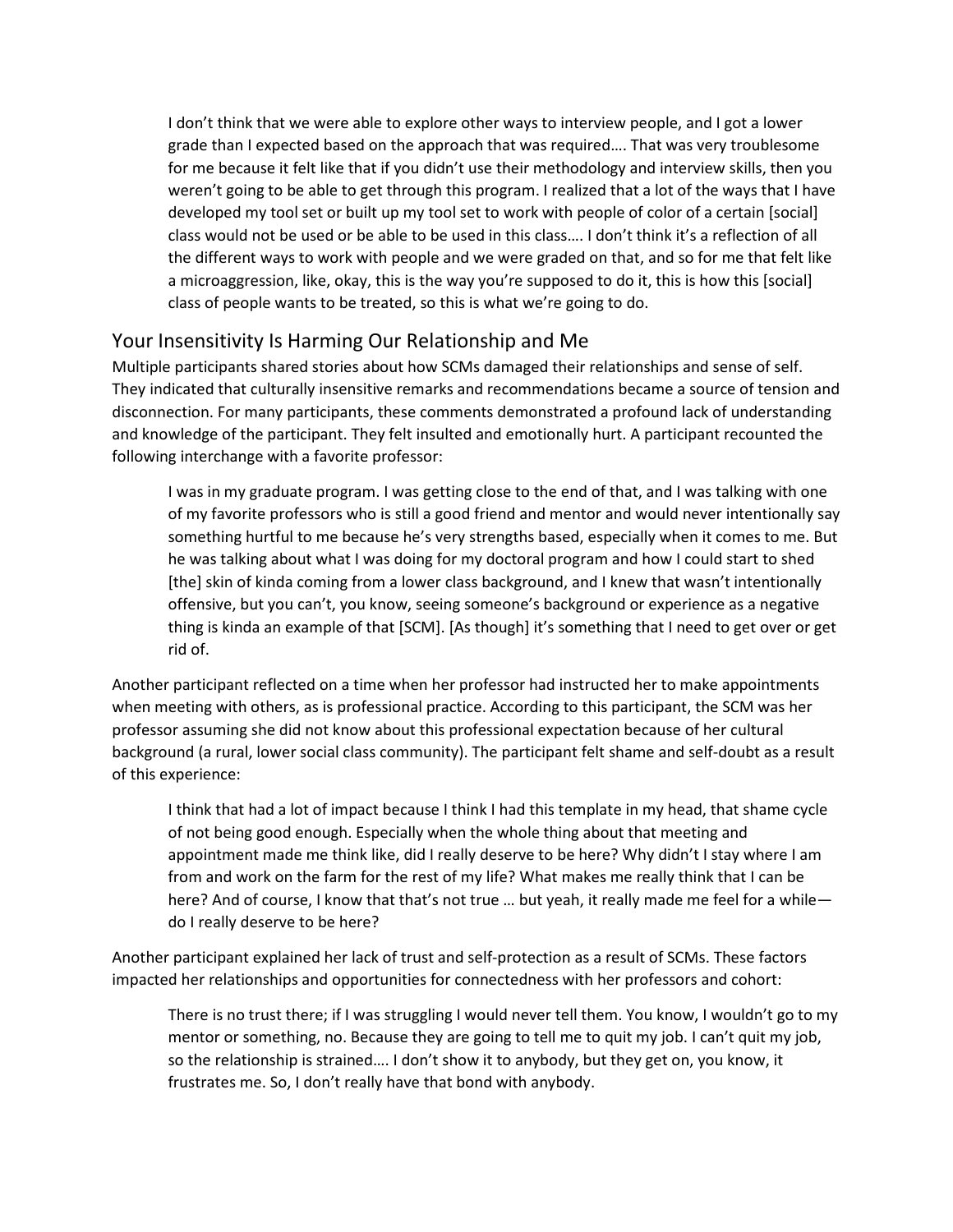> I don't think that we were able to explore other ways to interview people, and I got a lower grade than I expected based on the approach that was required…. That was very troublesome for me because it felt like that if you didn't use their methodology and interview skills, then you weren't going to be able to get through this program. I realized that a lot of the ways that I have developed my tool set or built up my tool set to work with people of color of a certain [social] class would not be used or be able to be used in this class…. I don't think it's a reflection of all the different ways to work with people and we were graded on that, and so for me that felt like a microaggression, like, okay, this is the way you're supposed to do it, this is how this [social] class of people wants to be treated, so this is what we're going to do.

## Your Insensitivity Is Harming Our Relationship and Me

Multiple participants shared stories about how SCMs damaged their relationships and sense of self. They indicated that culturally insensitive remarks and recommendations became a source of tension and disconnection. For many participants, these comments demonstrated a profound lack of understanding and knowledge of the participant. They felt insulted and emotionally hurt. A participant recounted the following interchange with a favorite professor:

> I was in my graduate program. I was getting close to the end of that, and I was talking with one of my favorite professors who is still a good friend and mentor and would never intentionally say something hurtful to me because he's very strengths based, especially when it comes to me. But he was talking about what I was doing for my doctoral program and how I could start to shed [the] skin of kinda coming from a lower class background, and I knew that wasn't intentionally offensive, but you can't, you know, seeing someone's background or experience as a negative thing is kinda an example of that [SCM]. [As though] it's something that I need to get over or get rid of.

Another participant reflected on a time when her professor had instructed her to make appointments when meeting with others, as is professional practice. According to this participant, the SCM was her professor assuming she did not know about this professional expectation because of her cultural background (a rural, lower social class community). The participant felt shame and self-doubt as a result of this experience:

> I think that had a lot of impact because I think I had this template in my head, that shame cycle of not being good enough. Especially when the whole thing about that meeting and appointment made me think like, did I really deserve to be here? Why didn't I stay where I am from and work on the farm for the rest of my life? What makes me really think that I can be here? And of course, I know that that's not true … but yeah, it really made me feel for a while—do I really deserve to be here?

Another participant explained her lack of trust and self-protection as a result of SCMs. These factors impacted her relationships and opportunities for connectedness with her professors and cohort:

> There is no trust there; if I was struggling I would never tell them. You know, I wouldn't go to my mentor or something, no. Because they are going to tell me to quit my job. I can't quit my job, so the relationship is strained…. I don't show it to anybody, but they get on, you know, it frustrates me. So, I don't really have that bond with anybody.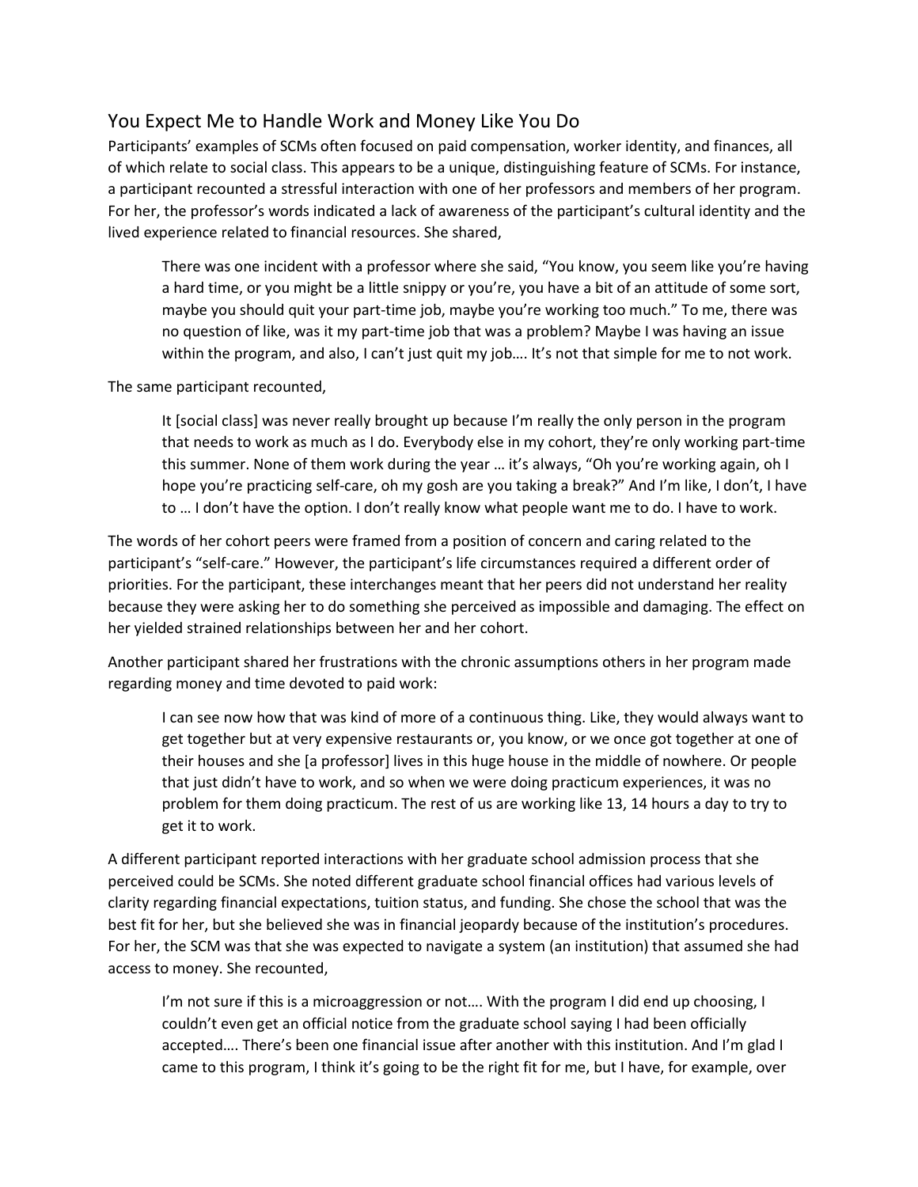## You Expect Me to Handle Work and Money Like You Do

Participants' examples of SCMs often focused on paid compensation, worker identity, and finances, all of which relate to social class. This appears to be a unique, distinguishing feature of SCMs. For instance, a participant recounted a stressful interaction with one of her professors and members of her program. For her, the professor's words indicated a lack of awareness of the participant's cultural identity and the lived experience related to financial resources. She shared,

> There was one incident with a professor where she said, "You know, you seem like you're having a hard time, or you might be a little snippy or you're, you have a bit of an attitude of some sort, maybe you should quit your part-time job, maybe you're working too much." To me, there was no question of like, was it my part-time job that was a problem? Maybe I was having an issue within the program, and also, I can't just quit my job…. It's not that simple for me to not work.

The same participant recounted,

> It [social class] was never really brought up because I'm really the only person in the program that needs to work as much as I do. Everybody else in my cohort, they're only working part-time this summer. None of them work during the year … it's always, "Oh you're working again, oh I hope you're practicing self-care, oh my gosh are you taking a break?" And I'm like, I don't, I have to … I don't have the option. I don't really know what people want me to do. I have to work.

The words of her cohort peers were framed from a position of concern and caring related to the participant's "self-care." However, the participant's life circumstances required a different order of priorities. For the participant, these interchanges meant that her peers did not understand her reality because they were asking her to do something she perceived as impossible and damaging. The effect on her yielded strained relationships between her and her cohort.

Another participant shared her frustrations with the chronic assumptions others in her program made regarding money and time devoted to paid work:

> I can see now how that was kind of more of a continuous thing. Like, they would always want to get together but at very expensive restaurants or, you know, or we once got together at one of their houses and she [a professor] lives in this huge house in the middle of nowhere. Or people that just didn't have to work, and so when we were doing practicum experiences, it was no problem for them doing practicum. The rest of us are working like 13, 14 hours a day to try to get it to work.

A different participant reported interactions with her graduate school admission process that she perceived could be SCMs. She noted different graduate school financial offices had various levels of clarity regarding financial expectations, tuition status, and funding. She chose the school that was the best fit for her, but she believed she was in financial jeopardy because of the institution's procedures. For her, the SCM was that she was expected to navigate a system (an institution) that assumed she had access to money. She recounted,

> I'm not sure if this is a microaggression or not…. With the program I did end up choosing, I couldn't even get an official notice from the graduate school saying I had been officially accepted…. There's been one financial issue after another with this institution. And I'm glad I came to this program, I think it's going to be the right fit for me, but I have, for example, over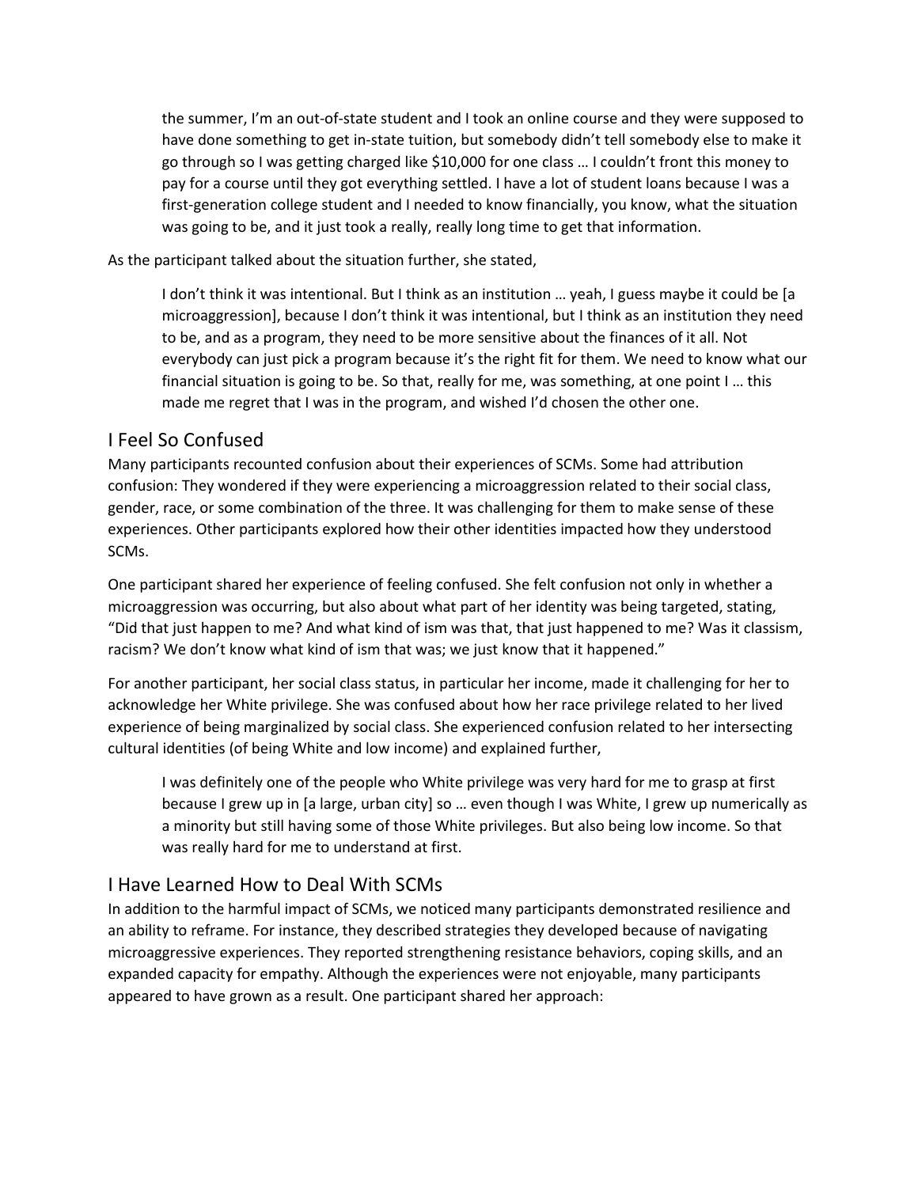> the summer, I'm an out-of-state student and I took an online course and they were supposed to have done something to get in-state tuition, but somebody didn't tell somebody else to make it go through so I was getting charged like $10,000 for one class … I couldn't front this money to pay for a course until they got everything settled. I have a lot of student loans because I was a first-generation college student and I needed to know financially, you know, what the situation was going to be, and it just took a really, really long time to get that information.

As the participant talked about the situation further, she stated,

> I don't think it was intentional. But I think as an institution … yeah, I guess maybe it could be [a microaggression], because I don't think it was intentional, but I think as an institution they need to be, and as a program, they need to be more sensitive about the finances of it all. Not everybody can just pick a program because it's the right fit for them. We need to know what our financial situation is going to be. So that, really for me, was something, at one point I … this made me regret that I was in the program, and wished I'd chosen the other one.

## I Feel So Confused

Many participants recounted confusion about their experiences of SCMs. Some had attribution confusion: They wondered if they were experiencing a microaggression related to their social class, gender, race, or some combination of the three. It was challenging for them to make sense of these experiences. Other participants explored how their other identities impacted how they understood SCMs.

One participant shared her experience of feeling confused. She felt confusion not only in whether a microaggression was occurring, but also about what part of her identity was being targeted, stating, "Did that just happen to me? And what kind of ism was that, that just happened to me? Was it classism, racism? We don't know what kind of ism that was; we just know that it happened."

For another participant, her social class status, in particular her income, made it challenging for her to acknowledge her White privilege. She was confused about how her race privilege related to her lived experience of being marginalized by social class. She experienced confusion related to her intersecting cultural identities (of being White and low income) and explained further,

> I was definitely one of the people who White privilege was very hard for me to grasp at first because I grew up in [a large, urban city] so … even though I was White, I grew up numerically as a minority but still having some of those White privileges. But also being low income. So that was really hard for me to understand at first.

## I Have Learned How to Deal With SCMs

In addition to the harmful impact of SCMs, we noticed many participants demonstrated resilience and an ability to reframe. For instance, they described strategies they developed because of navigating microaggressive experiences. They reported strengthening resistance behaviors, coping skills, and an expanded capacity for empathy. Although the experiences were not enjoyable, many participants appeared to have grown as a result. One participant shared her approach: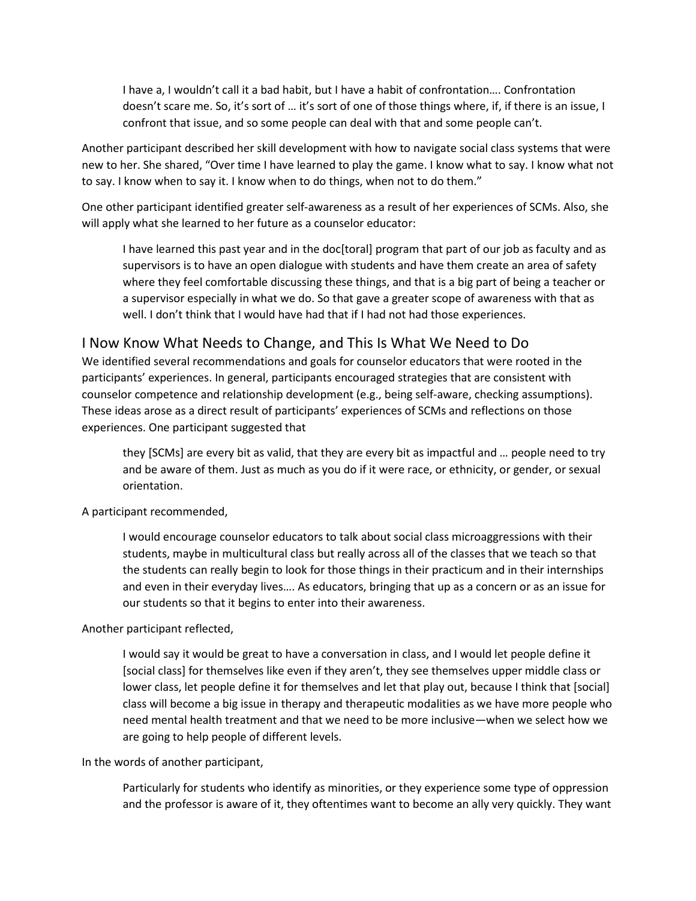> I have a, I wouldn't call it a bad habit, but I have a habit of confrontation…. Confrontation doesn't scare me. So, it's sort of … it's sort of one of those things where, if, if there is an issue, I confront that issue, and so some people can deal with that and some people can't.

Another participant described her skill development with how to navigate social class systems that were new to her. She shared, "Over time I have learned to play the game. I know what to say. I know what not to say. I know when to say it. I know when to do things, when not to do them."

One other participant identified greater self-awareness as a result of her experiences of SCMs. Also, she will apply what she learned to her future as a counselor educator:

> I have learned this past year and in the doc[toral] program that part of our job as faculty and as supervisors is to have an open dialogue with students and have them create an area of safety where they feel comfortable discussing these things, and that is a big part of being a teacher or a supervisor especially in what we do. So that gave a greater scope of awareness with that as well. I don't think that I would have had that if I had not had those experiences.

## I Now Know What Needs to Change, and This Is What We Need to Do

We identified several recommendations and goals for counselor educators that were rooted in the participants' experiences. In general, participants encouraged strategies that are consistent with counselor competence and relationship development (e.g., being self-aware, checking assumptions). These ideas arose as a direct result of participants' experiences of SCMs and reflections on those experiences. One participant suggested that

> they [SCMs] are every bit as valid, that they are every bit as impactful and … people need to try and be aware of them. Just as much as you do if it were race, or ethnicity, or gender, or sexual orientation.

A participant recommended,

> I would encourage counselor educators to talk about social class microaggressions with their students, maybe in multicultural class but really across all of the classes that we teach so that the students can really begin to look for those things in their practicum and in their internships and even in their everyday lives…. As educators, bringing that up as a concern or as an issue for our students so that it begins to enter into their awareness.

Another participant reflected,

> I would say it would be great to have a conversation in class, and I would let people define it [social class] for themselves like even if they aren't, they see themselves upper middle class or lower class, let people define it for themselves and let that play out, because I think that [social] class will become a big issue in therapy and therapeutic modalities as we have more people who need mental health treatment and that we need to be more inclusive—when we select how we are going to help people of different levels.

In the words of another participant,

> Particularly for students who identify as minorities, or they experience some type of oppression and the professor is aware of it, they oftentimes want to become an ally very quickly. They want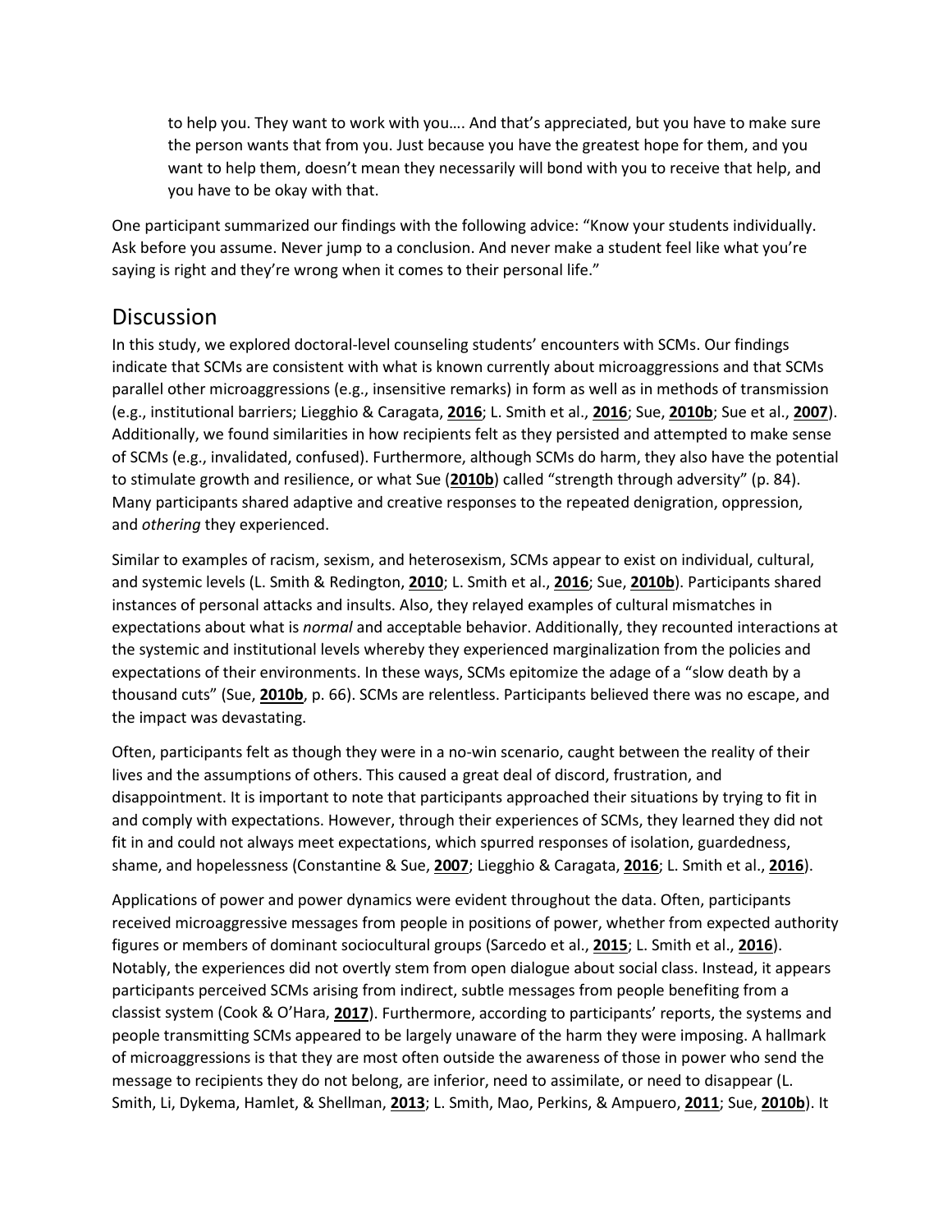> to help you. They want to work with you…. And that's appreciated, but you have to make sure the person wants that from you. Just because you have the greatest hope for them, and you want to help them, doesn't mean they necessarily will bond with you to receive that help, and you have to be okay with that.

One participant summarized our findings with the following advice: "Know your students individually. Ask before you assume. Never jump to a conclusion. And never make a student feel like what you're saying is right and they're wrong when it comes to their personal life."

## Discussion

In this study, we explored doctoral-level counseling students' encounters with SCMs. Our findings indicate that SCMs are consistent with what is known currently about microaggressions and that SCMs parallel other microaggressions (e.g., insensitive remarks) in form as well as in methods of transmission (e.g., institutional barriers; Liegghio & Caragata, **2016**; L. Smith et al., **2016**; Sue, **2010b**; Sue et al., **2007**). Additionally, we found similarities in how recipients felt as they persisted and attempted to make sense of SCMs (e.g., invalidated, confused). Furthermore, although SCMs do harm, they also have the potential to stimulate growth and resilience, or what Sue (**2010b**) called "strength through adversity" (p. 84). Many participants shared adaptive and creative responses to the repeated denigration, oppression, and *othering* they experienced.

Similar to examples of racism, sexism, and heterosexism, SCMs appear to exist on individual, cultural, and systemic levels (L. Smith & Redington, **2010**; L. Smith et al., **2016**; Sue, **2010b**). Participants shared instances of personal attacks and insults. Also, they relayed examples of cultural mismatches in expectations about what is *normal* and acceptable behavior. Additionally, they recounted interactions at the systemic and institutional levels whereby they experienced marginalization from the policies and expectations of their environments. In these ways, SCMs epitomize the adage of a "slow death by a thousand cuts" (Sue, **2010b**, p. 66). SCMs are relentless. Participants believed there was no escape, and the impact was devastating.

Often, participants felt as though they were in a no-win scenario, caught between the reality of their lives and the assumptions of others. This caused a great deal of discord, frustration, and disappointment. It is important to note that participants approached their situations by trying to fit in and comply with expectations. However, through their experiences of SCMs, they learned they did not fit in and could not always meet expectations, which spurred responses of isolation, guardedness, shame, and hopelessness (Constantine & Sue, **2007**; Liegghio & Caragata, **2016**; L. Smith et al., **2016**).

Applications of power and power dynamics were evident throughout the data. Often, participants received microaggressive messages from people in positions of power, whether from expected authority figures or members of dominant sociocultural groups (Sarcedo et al., **2015**; L. Smith et al., **2016**). Notably, the experiences did not overtly stem from open dialogue about social class. Instead, it appears participants perceived SCMs arising from indirect, subtle messages from people benefiting from a classist system (Cook & O'Hara, **2017**). Furthermore, according to participants' reports, the systems and people transmitting SCMs appeared to be largely unaware of the harm they were imposing. A hallmark of microaggressions is that they are most often outside the awareness of those in power who send the message to recipients they do not belong, are inferior, need to assimilate, or need to disappear (L. Smith, Li, Dykema, Hamlet, & Shellman, **2013**; L. Smith, Mao, Perkins, & Ampuero, **2011**; Sue, **2010b**). It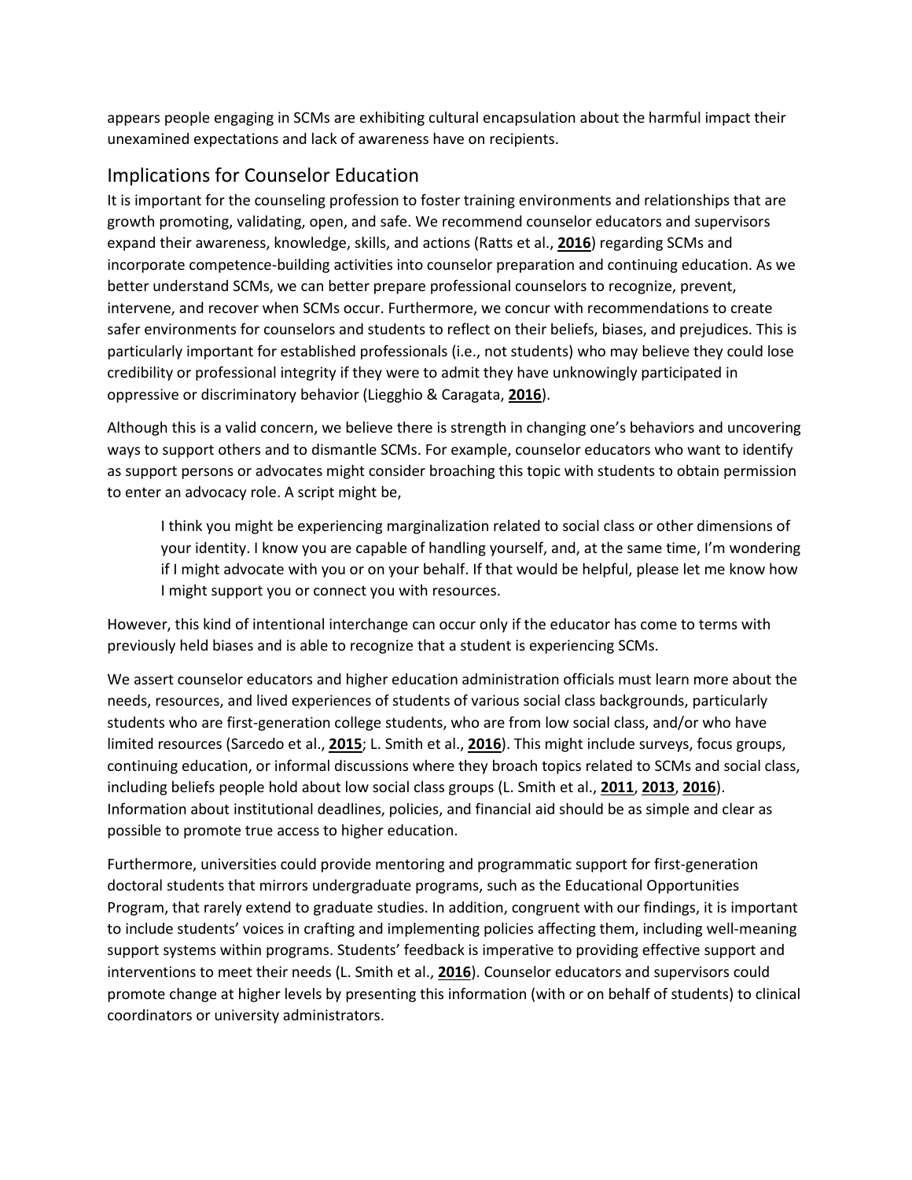appears people engaging in SCMs are exhibiting cultural encapsulation about the harmful impact their unexamined expectations and lack of awareness have on recipients.

## Implications for Counselor Education

It is important for the counseling profession to foster training environments and relationships that are growth promoting, validating, open, and safe. We recommend counselor educators and supervisors expand their awareness, knowledge, skills, and actions (Ratts et al., **2016**) regarding SCMs and incorporate competence-building activities into counselor preparation and continuing education. As we better understand SCMs, we can better prepare professional counselors to recognize, prevent, intervene, and recover when SCMs occur. Furthermore, we concur with recommendations to create safer environments for counselors and students to reflect on their beliefs, biases, and prejudices. This is particularly important for established professionals (i.e., not students) who may believe they could lose credibility or professional integrity if they were to admit they have unknowingly participated in oppressive or discriminatory behavior (Liegghio & Caragata, **2016**).

Although this is a valid concern, we believe there is strength in changing one's behaviors and uncovering ways to support others and to dismantle SCMs. For example, counselor educators who want to identify as support persons or advocates might consider broaching this topic with students to obtain permission to enter an advocacy role. A script might be,

> I think you might be experiencing marginalization related to social class or other dimensions of your identity. I know you are capable of handling yourself, and, at the same time, I'm wondering if I might advocate with you or on your behalf. If that would be helpful, please let me know how I might support you or connect you with resources.

However, this kind of intentional interchange can occur only if the educator has come to terms with previously held biases and is able to recognize that a student is experiencing SCMs.

We assert counselor educators and higher education administration officials must learn more about the needs, resources, and lived experiences of students of various social class backgrounds, particularly students who are first-generation college students, who are from low social class, and/or who have limited resources (Sarcedo et al., **2015**; L. Smith et al., **2016**). This might include surveys, focus groups, continuing education, or informal discussions where they broach topics related to SCMs and social class, including beliefs people hold about low social class groups (L. Smith et al., **2011**, **2013**, **2016**). Information about institutional deadlines, policies, and financial aid should be as simple and clear as possible to promote true access to higher education.

Furthermore, universities could provide mentoring and programmatic support for first-generation doctoral students that mirrors undergraduate programs, such as the Educational Opportunities Program, that rarely extend to graduate studies. In addition, congruent with our findings, it is important to include students' voices in crafting and implementing policies affecting them, including well-meaning support systems within programs. Students' feedback is imperative to providing effective support and interventions to meet their needs (L. Smith et al., **2016**). Counselor educators and supervisors could promote change at higher levels by presenting this information (with or on behalf of students) to clinical coordinators or university administrators.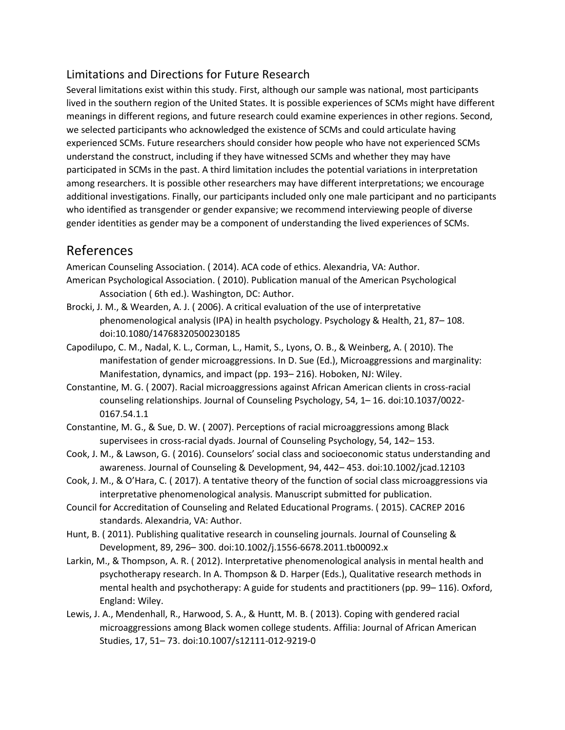## Limitations and Directions for Future Research

Several limitations exist within this study. First, although our sample was national, most participants lived in the southern region of the United States. It is possible experiences of SCMs might have different meanings in different regions, and future research could examine experiences in other regions. Second, we selected participants who acknowledged the existence of SCMs and could articulate having experienced SCMs. Future researchers should consider how people who have not experienced SCMs understand the construct, including if they have witnessed SCMs and whether they may have participated in SCMs in the past. A third limitation includes the potential variations in interpretation among researchers. It is possible other researchers may have different interpretations; we encourage additional investigations. Finally, our participants included only one male participant and no participants who identified as transgender or gender expansive; we recommend interviewing people of diverse gender identities as gender may be a component of understanding the lived experiences of SCMs.

# References

American Counseling Association. ( 2014). ACA code of ethics. Alexandria, VA: Author.

American Psychological Association. ( 2010). Publication manual of the American Psychological Association ( 6th ed.). Washington, DC: Author.

Brocki, J. M., & Wearden, A. J. ( 2006). A critical evaluation of the use of interpretative phenomenological analysis (IPA) in health psychology. Psychology & Health, 21, 87– 108. doi:10.1080/14768320500230185

Capodilupo, C. M., Nadal, K. L., Corman, L., Hamit, S., Lyons, O. B., & Weinberg, A. ( 2010). The manifestation of gender microaggressions. In D. Sue (Ed.), Microaggressions and marginality: Manifestation, dynamics, and impact (pp. 193– 216). Hoboken, NJ: Wiley.

Constantine, M. G. ( 2007). Racial microaggressions against African American clients in cross-racial counseling relationships. Journal of Counseling Psychology, 54, 1– 16. doi:10.1037/0022-0167.54.1.1

Constantine, M. G., & Sue, D. W. ( 2007). Perceptions of racial microaggressions among Black supervisees in cross-racial dyads. Journal of Counseling Psychology, 54, 142– 153.

Cook, J. M., & Lawson, G. ( 2016). Counselors' social class and socioeconomic status understanding and awareness. Journal of Counseling & Development, 94, 442– 453. doi:10.1002/jcad.12103

Cook, J. M., & O'Hara, C. ( 2017). A tentative theory of the function of social class microaggressions via interpretative phenomenological analysis. Manuscript submitted for publication.

Council for Accreditation of Counseling and Related Educational Programs. ( 2015). CACREP 2016 standards. Alexandria, VA: Author.

Hunt, B. ( 2011). Publishing qualitative research in counseling journals. Journal of Counseling & Development, 89, 296– 300. doi:10.1002/j.1556-6678.2011.tb00092.x

Larkin, M., & Thompson, A. R. ( 2012). Interpretative phenomenological analysis in mental health and psychotherapy research. In A. Thompson & D. Harper (Eds.), Qualitative research methods in mental health and psychotherapy: A guide for students and practitioners (pp. 99– 116). Oxford, England: Wiley.

Lewis, J. A., Mendenhall, R., Harwood, S. A., & Huntt, M. B. ( 2013). Coping with gendered racial microaggressions among Black women college students. Affilia: Journal of African American Studies, 17, 51– 73. doi:10.1007/s12111-012-9219-0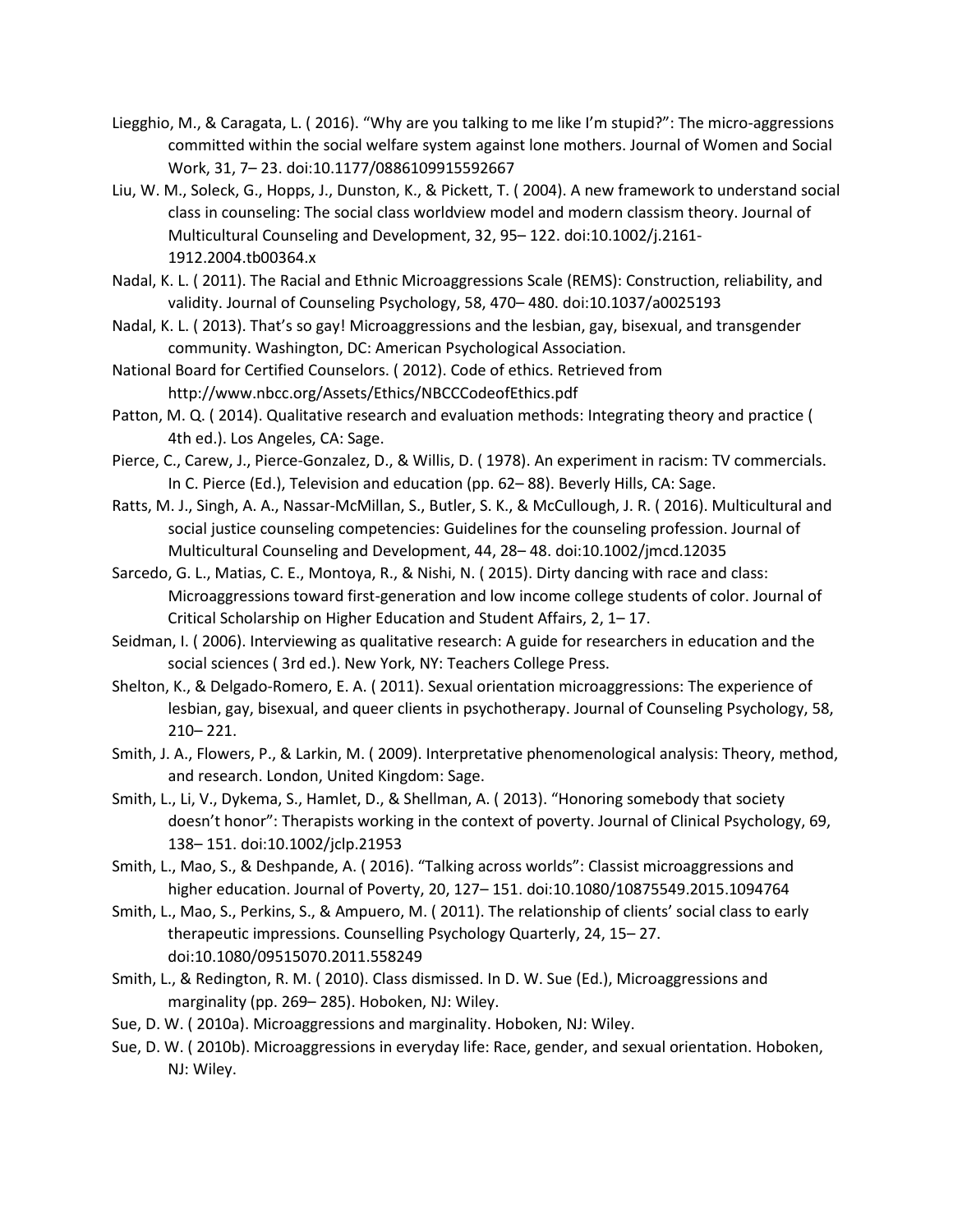Liegghio, M., & Caragata, L. ( 2016). “Why are you talking to me like I’m stupid?”: The micro-aggressions committed within the social welfare system against lone mothers. Journal of Women and Social Work, 31, 7– 23. doi:10.1177/0886109915592667

Liu, W. M., Soleck, G., Hopps, J., Dunston, K., & Pickett, T. ( 2004). A new framework to understand social class in counseling: The social class worldview model and modern classism theory. Journal of Multicultural Counseling and Development, 32, 95– 122. doi:10.1002/j.2161-1912.2004.tb00364.x

Nadal, K. L. ( 2011). The Racial and Ethnic Microaggressions Scale (REMS): Construction, reliability, and validity. Journal of Counseling Psychology, 58, 470– 480. doi:10.1037/a0025193

Nadal, K. L. ( 2013). That’s so gay! Microaggressions and the lesbian, gay, bisexual, and transgender community. Washington, DC: American Psychological Association.

National Board for Certified Counselors. ( 2012). Code of ethics. Retrieved from http://www.nbcc.org/Assets/Ethics/NBCCCodeofEthics.pdf

Patton, M. Q. ( 2014). Qualitative research and evaluation methods: Integrating theory and practice ( 4th ed.). Los Angeles, CA: Sage.

Pierce, C., Carew, J., Pierce-Gonzalez, D., & Willis, D. ( 1978). An experiment in racism: TV commercials. In C. Pierce (Ed.), Television and education (pp. 62– 88). Beverly Hills, CA: Sage.

Ratts, M. J., Singh, A. A., Nassar-McMillan, S., Butler, S. K., & McCullough, J. R. ( 2016). Multicultural and social justice counseling competencies: Guidelines for the counseling profession. Journal of Multicultural Counseling and Development, 44, 28– 48. doi:10.1002/jmcd.12035

Sarcedo, G. L., Matias, C. E., Montoya, R., & Nishi, N. ( 2015). Dirty dancing with race and class: Microaggressions toward first-generation and low income college students of color. Journal of Critical Scholarship on Higher Education and Student Affairs, 2, 1– 17.

Seidman, I. ( 2006). Interviewing as qualitative research: A guide for researchers in education and the social sciences ( 3rd ed.). New York, NY: Teachers College Press.

Shelton, K., & Delgado-Romero, E. A. ( 2011). Sexual orientation microaggressions: The experience of lesbian, gay, bisexual, and queer clients in psychotherapy. Journal of Counseling Psychology, 58, 210– 221.

Smith, J. A., Flowers, P., & Larkin, M. ( 2009). Interpretative phenomenological analysis: Theory, method, and research. London, United Kingdom: Sage.

Smith, L., Li, V., Dykema, S., Hamlet, D., & Shellman, A. ( 2013). “Honoring somebody that society doesn’t honor”: Therapists working in the context of poverty. Journal of Clinical Psychology, 69, 138– 151. doi:10.1002/jclp.21953

Smith, L., Mao, S., & Deshpande, A. ( 2016). “Talking across worlds”: Classist microaggressions and higher education. Journal of Poverty, 20, 127– 151. doi:10.1080/10875549.2015.1094764

Smith, L., Mao, S., Perkins, S., & Ampuero, M. ( 2011). The relationship of clients’ social class to early therapeutic impressions. Counselling Psychology Quarterly, 24, 15– 27. doi:10.1080/09515070.2011.558249

Smith, L., & Redington, R. M. ( 2010). Class dismissed. In D. W. Sue (Ed.), Microaggressions and marginality (pp. 269– 285). Hoboken, NJ: Wiley.

Sue, D. W. ( 2010a). Microaggressions and marginality. Hoboken, NJ: Wiley.

Sue, D. W. ( 2010b). Microaggressions in everyday life: Race, gender, and sexual orientation. Hoboken, NJ: Wiley.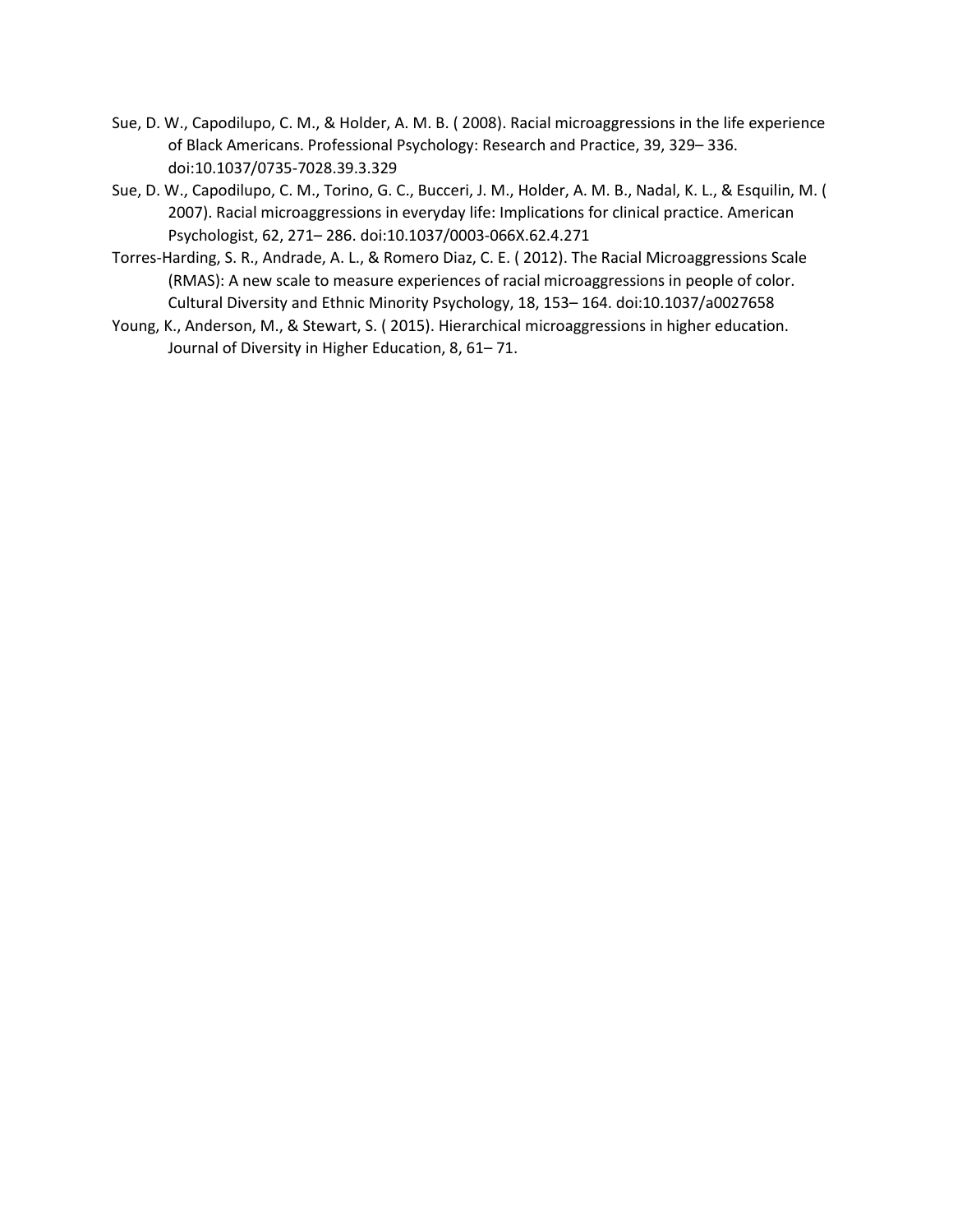Sue, D. W., Capodilupo, C. M., & Holder, A. M. B. ( 2008). Racial microaggressions in the life experience of Black Americans. Professional Psychology: Research and Practice, 39, 329– 336. doi:10.1037/0735-7028.39.3.329

Sue, D. W., Capodilupo, C. M., Torino, G. C., Bucceri, J. M., Holder, A. M. B., Nadal, K. L., & Esquilin, M. ( 2007). Racial microaggressions in everyday life: Implications for clinical practice. American Psychologist, 62, 271– 286. doi:10.1037/0003-066X.62.4.271

Torres-Harding, S. R., Andrade, A. L., & Romero Diaz, C. E. ( 2012). The Racial Microaggressions Scale (RMAS): A new scale to measure experiences of racial microaggressions in people of color. Cultural Diversity and Ethnic Minority Psychology, 18, 153– 164. doi:10.1037/a0027658

Young, K., Anderson, M., & Stewart, S. ( 2015). Hierarchical microaggressions in higher education. Journal of Diversity in Higher Education, 8, 61– 71.